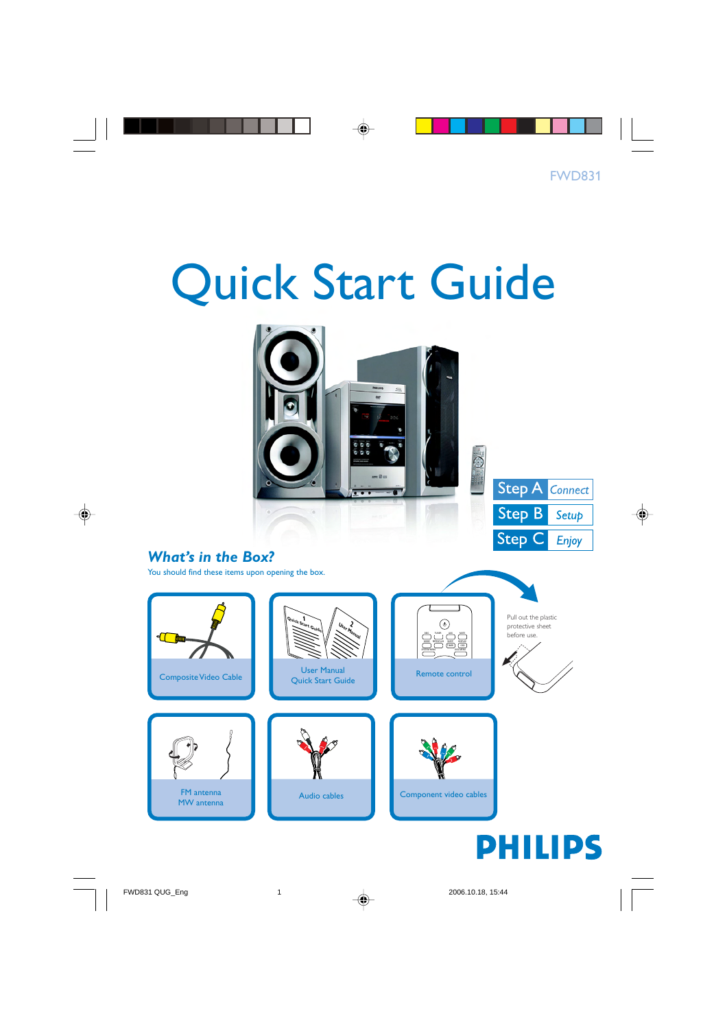FWD831

# Quick Start Guide

Step A Connect

Step B Setup

Step C Enjoy

## *What's in the Box?*

You should find these items upon opening the box.

Composite Video Cable

User Manual
Quick Start Guide

Remote control

Pull out the plastic protective sheet before use.

FM antenna
MW antenna

Audio cables

Component video cables

PHILIPS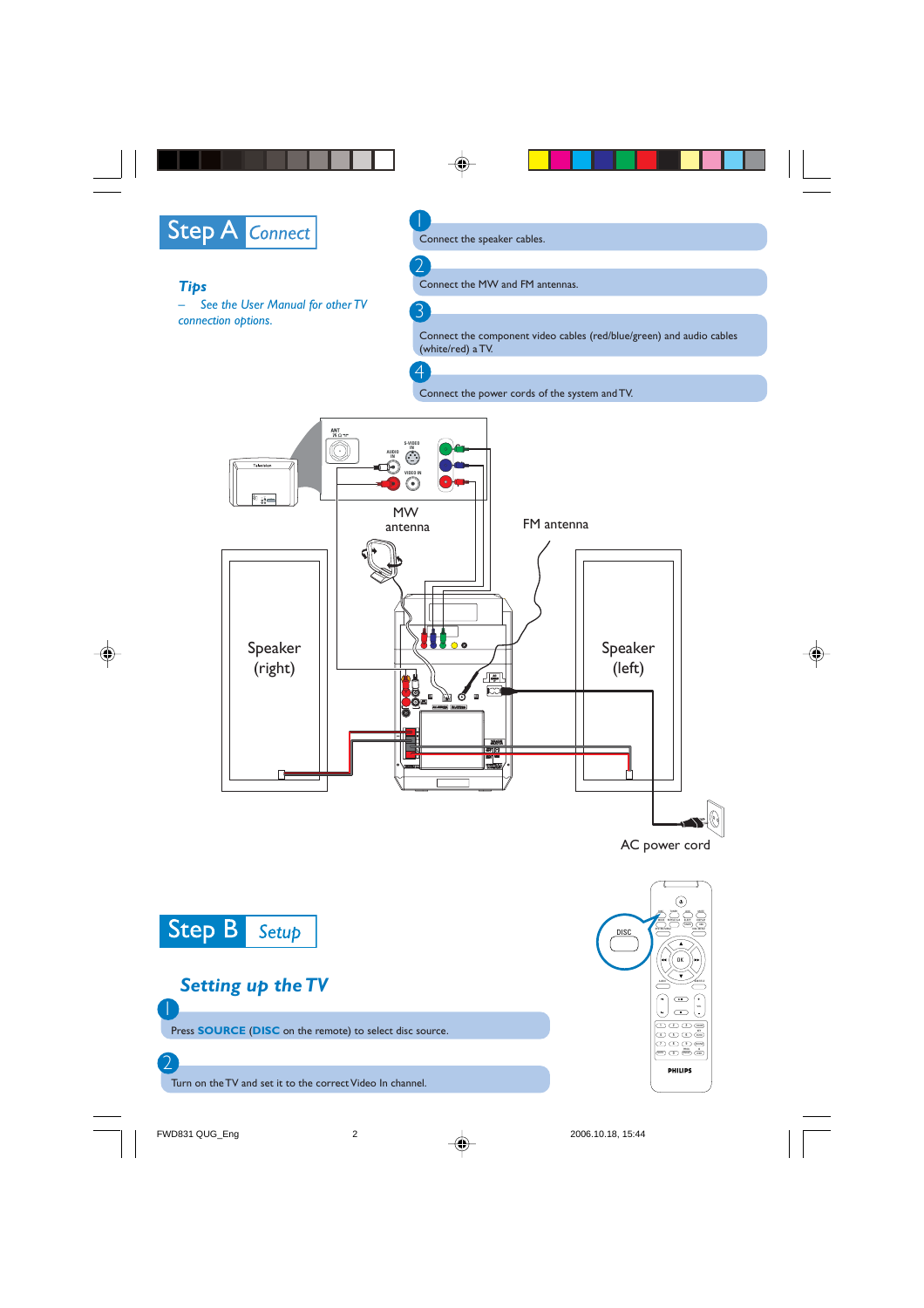## Step A Connect

*Tips*

*– See the User Manual for other TV connection options.*

1. Connect the speaker cables.
2. Connect the MW and FM antennas.
3. Connect the component video cables (red/blue/green) and audio cables (white/red) a TV.
4. Connect the power cords of the system and TV.

MW antenna

FM antenna

Speaker (right)

Speaker (left)

AC power cord

## Step B Setup

### *Setting up the TV*

1. Press **SOURCE** (**DISC** on the remote) to select disc source.
2. Turn on the TV and set it to the correct Video In channel.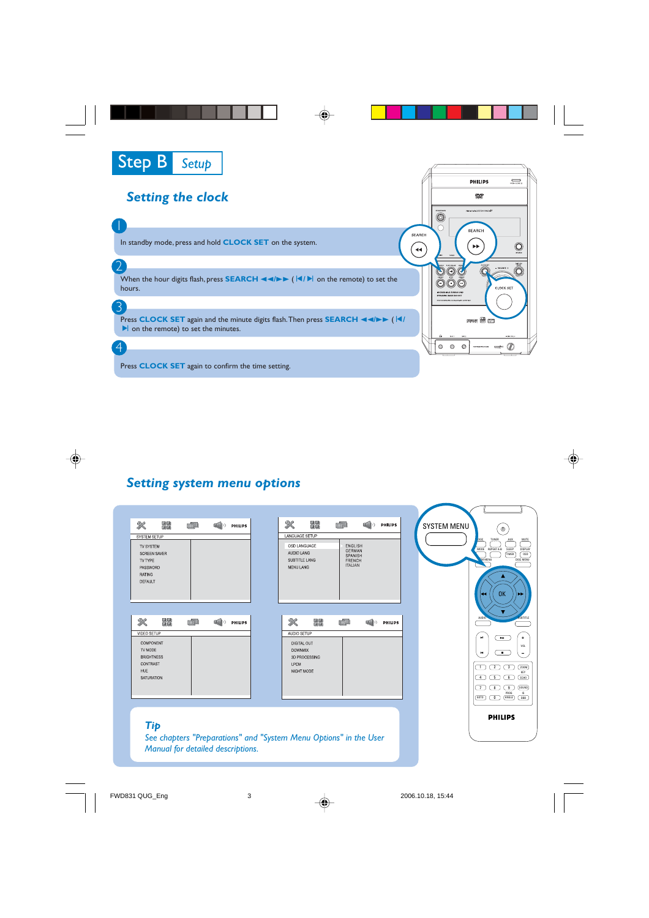# Step B Setup

## Setting the clock

1. In standby mode, press and hold **CLOCK SET** on the system.

2. When the hour digits flash, press **SEARCH ◄◄/►►** ( |◄/►| on the remote) to set the hours.

3. Press **CLOCK SET** again and the minute digits flash. Then press **SEARCH ◄◄/►►** ( |◄/►| on the remote) to set the minutes.

4. Press **CLOCK SET** again to confirm the time setting.

## Setting system menu options

SYSTEM SETUP
- TV SYSTEM
- SCREEN SAVER
- TV TYPE
- PASSWORD
- RATING
- DEFAULT

LANGUAGE SETUP
- OSD LANGUAGE
- AUDIO LANG
- SUBTITLE LANG
- MENU LANG

(ENGLISH, GERMAN, SPANISH, FRENCH, ITALIAN)

VIDEO SETUP
- COMPONENT
- TV MODE
- BRIGHTNESS
- CONTRAST
- HUE
- SATURATION

AUDIO SETUP
- DIGITAL OUT
- DOWNMIX
- 3D PROCESSING
- LPCM
- NIGHT MODE

SYSTEM MENU

### Tip

*See chapters "Preparations" and "System Menu Options" in the User Manual for detailed descriptions.*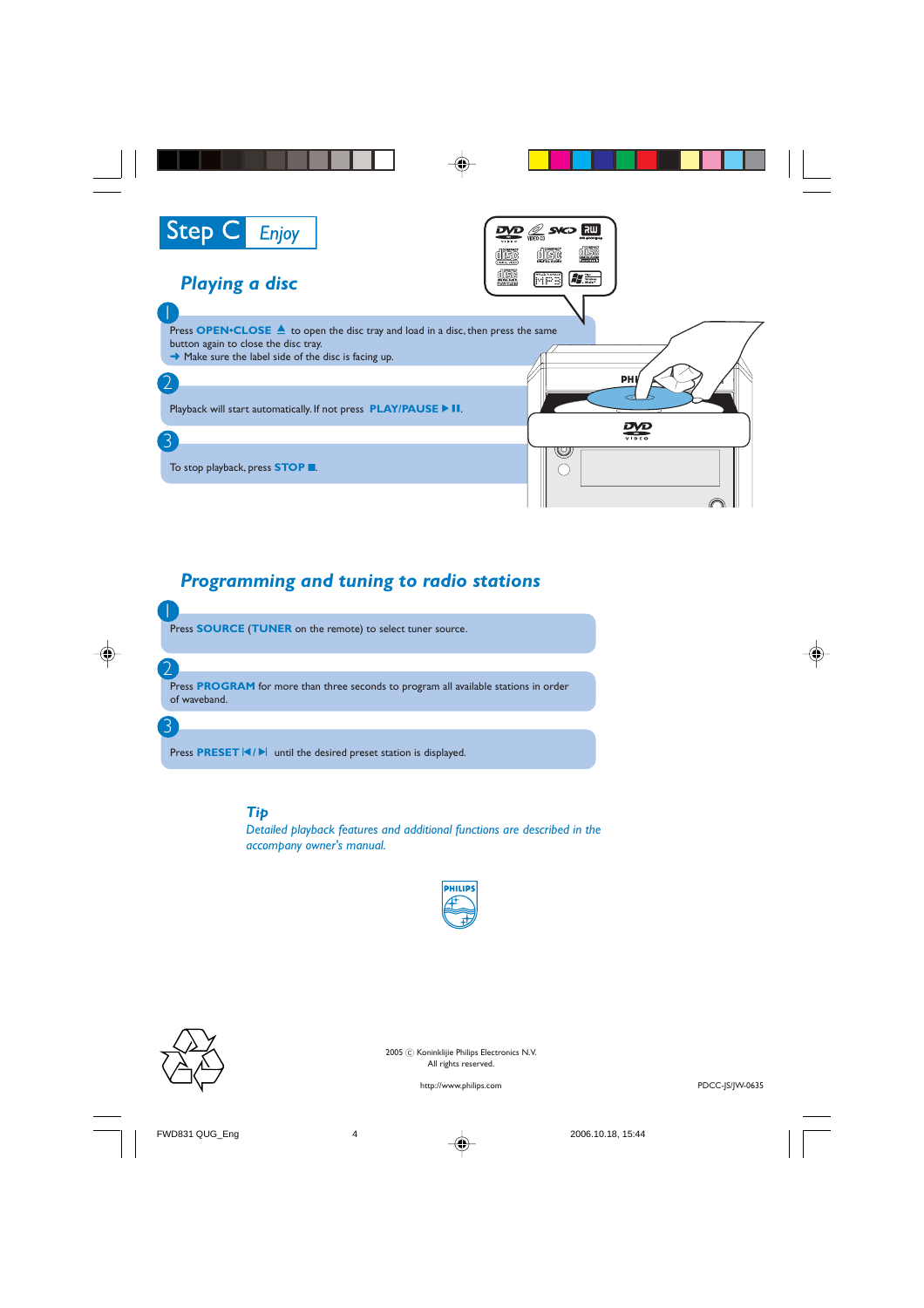# Step C Enjoy

## Playing a disc

1. Press **OPEN•CLOSE ▲** to open the disc tray and load in a disc, then press the same button again to close the disc tray.
   ➜ Make sure the label side of the disc is facing up.

2. Playback will start automatically. If not press **PLAY/PAUSE ▶ II**.

3. To stop playback, press **STOP ■**.

## Programming and tuning to radio stations

1. Press **SOURCE** (**TUNER** on the remote) to select tuner source.

2. Press **PROGRAM** for more than three seconds to program all available stations in order of waveband.

3. Press **PRESET |◀ / ▶|** until the desired preset station is displayed.

### *Tip*

*Detailed playback features and additional functions are described in the accompany owner's manual.*

2005 © Koninklijke Philips Electronics N.V.
All rights reserved.

http://www.philips.com

PDCC-JS/JW-0635